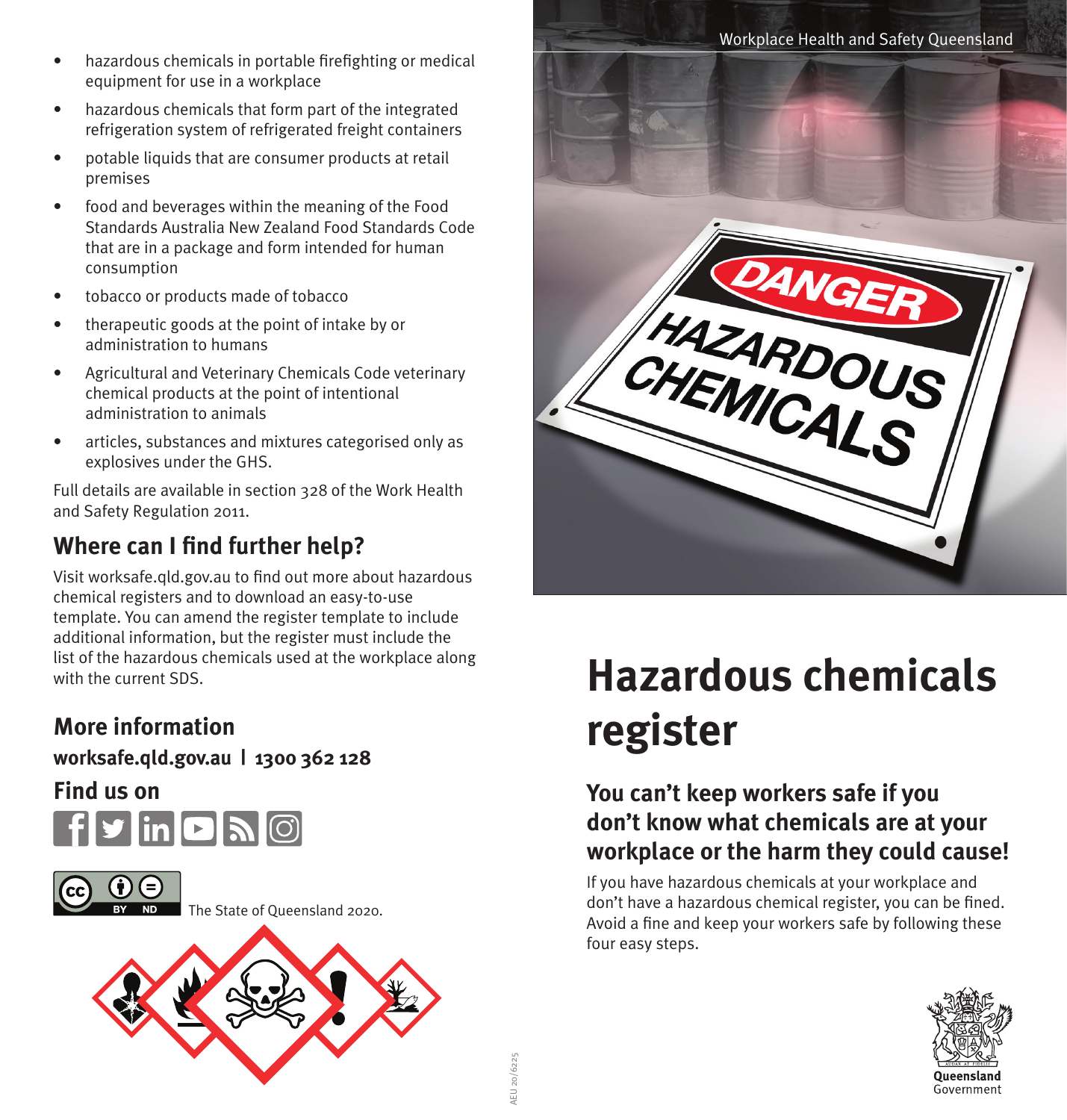- hazardous chemicals in portable firefighting or medical equipment for use in a workplace
- hazardous chemicals that form part of the integrated refrigeration system of refrigerated freight containers
- potable liquids that are consumer products at retail premises
- food and beverages within the meaning of the Food Standards Australia New Zealand Food Standards Code that are in a package and form intended for human consumption
- tobacco or products made of tobacco
- therapeutic goods at the point of intake by or administration to humans
- Agricultural and Veterinary Chemicals Code veterinary chemical products at the point of intentional administration to animals
- articles, substances and mixtures categorised only as explosives under the GHS.

Full details are available in section 328 of the Work Health and Safety Regulation 2011.

## Where can I find further help?

Visit worksafe.qld.gov.au to find out more about hazardous chemical registers and to download an easy-to-use template. You can amend the register template to include additional information, but the register must include the list of the hazardous chemicals used at the workplace along with the current SDS.

## More information

**worksafe.qld.gov.au | 1300 362 128**

## Find us on

The State of Queensland 2020.

AEU 20/6225

Workplace Health and Safety Queensland

# Hazardous chemicals register

## You can't keep workers safe if you don't know what chemicals are at your workplace or the harm they could cause!

If you have hazardous chemicals at your workplace and don't have a hazardous chemical register, you can be fined. Avoid a fine and keep your workers safe by following these four easy steps.

Queensland Government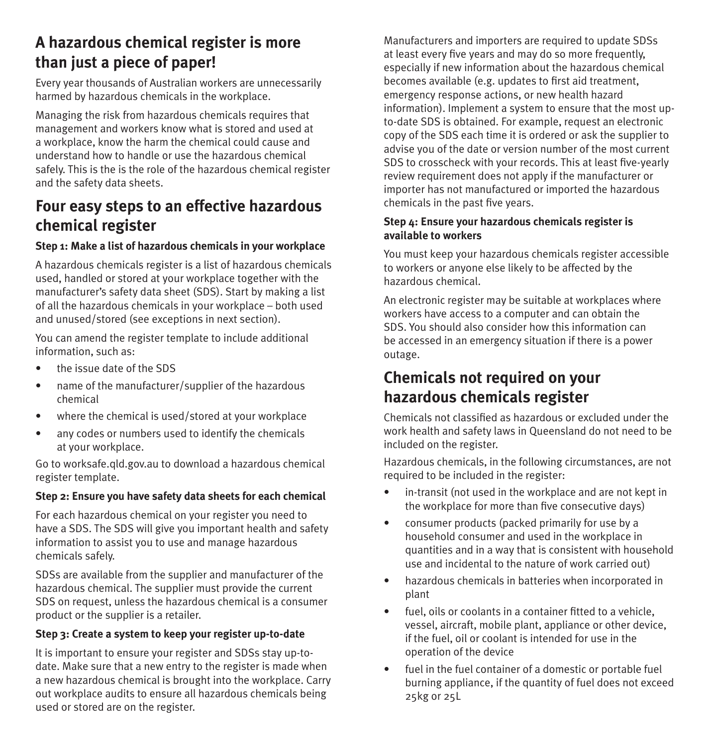## A hazardous chemical register is more than just a piece of paper!

Every year thousands of Australian workers are unnecessarily harmed by hazardous chemicals in the workplace.

Managing the risk from hazardous chemicals requires that management and workers know what is stored and used at a workplace, know the harm the chemical could cause and understand how to handle or use the hazardous chemical safely. This is the is the role of the hazardous chemical register and the safety data sheets.

## Four easy steps to an effective hazardous chemical register

#### Step 1: Make a list of hazardous chemicals in your workplace

A hazardous chemicals register is a list of hazardous chemicals used, handled or stored at your workplace together with the manufacturer's safety data sheet (SDS). Start by making a list of all the hazardous chemicals in your workplace – both used and unused/stored (see exceptions in next section).

You can amend the register template to include additional information, such as:

- the issue date of the SDS
- name of the manufacturer/supplier of the hazardous chemical
- where the chemical is used/stored at your workplace
- any codes or numbers used to identify the chemicals at your workplace.

Go to worksafe.qld.gov.au to download a hazardous chemical register template.

#### Step 2: Ensure you have safety data sheets for each chemical

For each hazardous chemical on your register you need to have a SDS. The SDS will give you important health and safety information to assist you to use and manage hazardous chemicals safely.

SDSs are available from the supplier and manufacturer of the hazardous chemical. The supplier must provide the current SDS on request, unless the hazardous chemical is a consumer product or the supplier is a retailer.

#### Step 3: Create a system to keep your register up-to-date

It is important to ensure your register and SDSs stay up-to-date. Make sure that a new entry to the register is made when a new hazardous chemical is brought into the workplace. Carry out workplace audits to ensure all hazardous chemicals being used or stored are on the register.

Manufacturers and importers are required to update SDSs at least every five years and may do so more frequently, especially if new information about the hazardous chemical becomes available (e.g. updates to first aid treatment, emergency response actions, or new health hazard information). Implement a system to ensure that the most up-to-date SDS is obtained. For example, request an electronic copy of the SDS each time it is ordered or ask the supplier to advise you of the date or version number of the most current SDS to crosscheck with your records. This at least five-yearly review requirement does not apply if the manufacturer or importer has not manufactured or imported the hazardous chemicals in the past five years.

#### Step 4: Ensure your hazardous chemicals register is available to workers

You must keep your hazardous chemicals register accessible to workers or anyone else likely to be affected by the hazardous chemical.

An electronic register may be suitable at workplaces where workers have access to a computer and can obtain the SDS. You should also consider how this information can be accessed in an emergency situation if there is a power outage.

## Chemicals not required on your hazardous chemicals register

Chemicals not classified as hazardous or excluded under the work health and safety laws in Queensland do not need to be included on the register.

Hazardous chemicals, in the following circumstances, are not required to be included in the register:

- in-transit (not used in the workplace and are not kept in the workplace for more than five consecutive days)
- consumer products (packed primarily for use by a household consumer and used in the workplace in quantities and in a way that is consistent with household use and incidental to the nature of work carried out)
- hazardous chemicals in batteries when incorporated in plant
- fuel, oils or coolants in a container fitted to a vehicle, vessel, aircraft, mobile plant, appliance or other device, if the fuel, oil or coolant is intended for use in the operation of the device
- fuel in the fuel container of a domestic or portable fuel burning appliance, if the quantity of fuel does not exceed 25kg or 25L